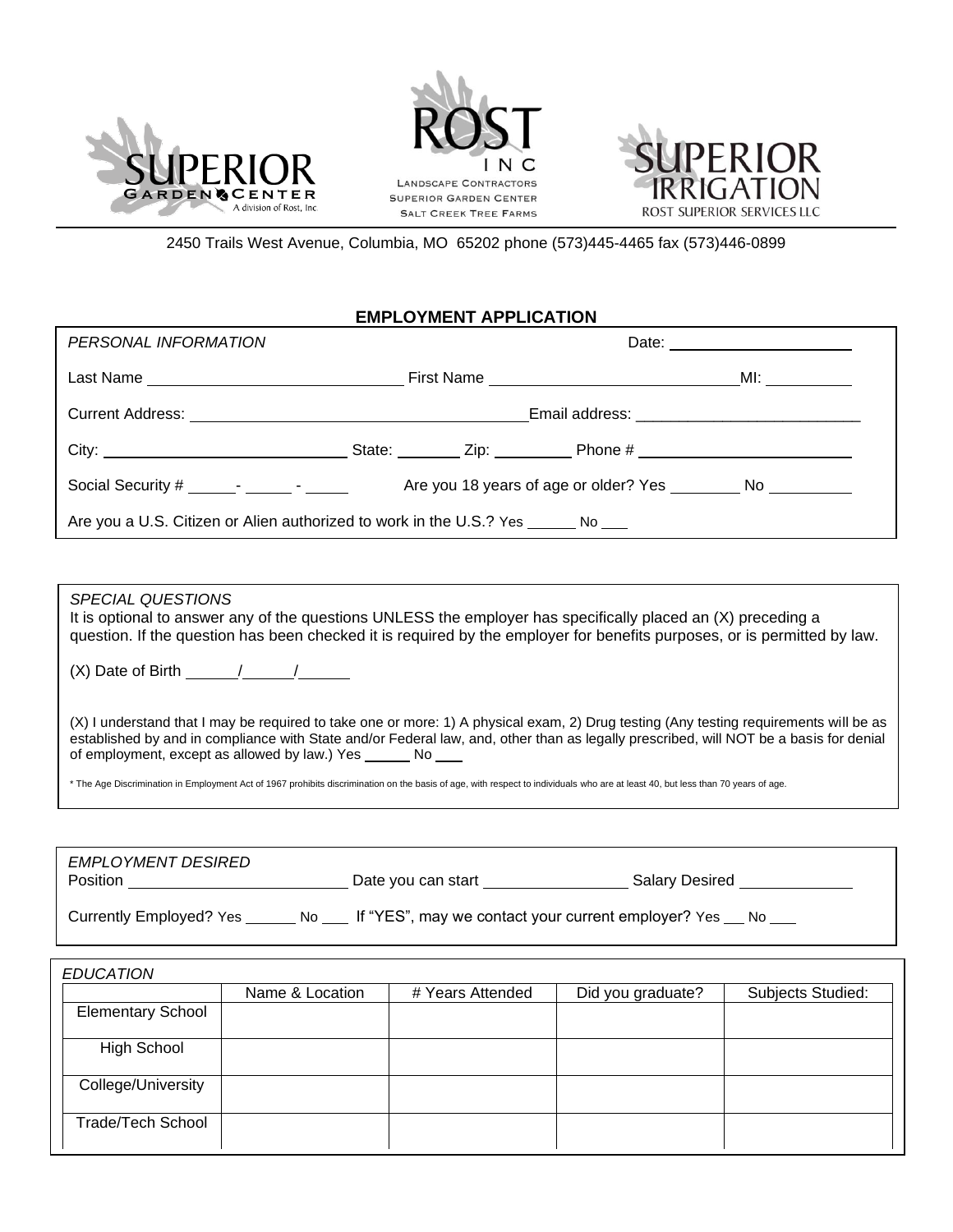SUPERIOR GARDEN CENTER
A division of Rost, Inc.

ROST INC
LANDSCAPE CONTRACTORS
SUPERIOR GARDEN CENTER
SALT CREEK TREE FARMS

SUPERIOR IRRIGATION
ROST SUPERIOR SERVICES LLC

2450 Trails West Avenue, Columbia, MO 65202 phone (573)445-4465 fax (573)446-0899

## EMPLOYMENT APPLICATION

*PERSONAL INFORMATION* Date: ____________________

Last Name ____________________________ First Name ____________________________ MI: __________

Current Address: ______________________________________ Email address: __________________________

City: ____________________________ State: _______ Zip: _________ Phone # ________________________

Social Security # _____- _____ - _____ Are you 18 years of age or older? Yes ________ No _________

Are you a U.S. Citizen or Alien authorized to work in the U.S.? Yes ______ No ___

*SPECIAL QUESTIONS*

It is optional to answer any of the questions UNLESS the employer has specifically placed an (X) preceding a question. If the question has been checked it is required by the employer for benefits purposes, or is permitted by law.

(X) Date of Birth ______/______/______

(X) I understand that I may be required to take one or more: 1) A physical exam, 2) Drug testing (Any testing requirements will be as established by and in compliance with State and/or Federal law, and, other than as legally prescribed, will NOT be a basis for denial of employment, except as allowed by law.) Yes ______ No ___

* The Age Discrimination in Employment Act of 1967 prohibits discrimination on the basis of age, with respect to individuals who are at least 40, but less than 70 years of age.

*EMPLOYMENT DESIRED*

Position __________________________ Date you can start ________________ Salary Desired _____________

Currently Employed? Yes ______ No ___ If "YES", may we contact your current employer? Yes __ No ___

*EDUCATION*

| | Name & Location | # Years Attended | Did you graduate? | Subjects Studied: |
|---|---|---|---|---|
| Elementary School | | | | |
| High School | | | | |
| College/University | | | | |
| Trade/Tech School | | | | |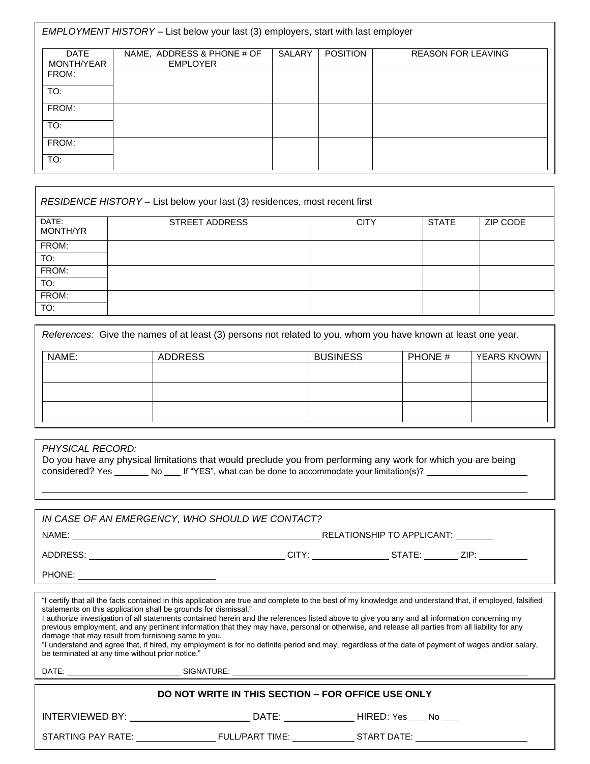*EMPLOYMENT HISTORY* – List below your last (3) employers, start with last employer

| DATE MONTH/YEAR | NAME, ADDRESS & PHONE # OF EMPLOYER | SALARY | POSITION | REASON FOR LEAVING |
|---|---|---|---|---|
| FROM: | | | | |
| TO: | | | | |
| FROM: | | | | |
| TO: | | | | |
| FROM: | | | | |
| TO: | | | | |

*RESIDENCE HISTORY* – List below your last (3) residences, most recent first

| DATE: MONTH/YR | STREET ADDRESS | CITY | STATE | ZIP CODE |
|---|---|---|---|---|
| FROM: | | | | |
| TO: | | | | |
| FROM: | | | | |
| TO: | | | | |
| FROM: | | | | |
| TO: | | | | |

*References:* Give the names of at least (3) persons not related to you, whom you have known at least one year.

| NAME: | ADDRESS | BUSINESS | PHONE # | YEARS KNOWN |
|---|---|---|---|---|
| | | | | |
| | | | | |
| | | | | |

*PHYSICAL RECORD:*

Do you have any physical limitations that would preclude you from performing any work for which you are being considered? Yes _______ No ___ If "YES", what can be done to accommodate your limitation(s)? ____________________

______________________________________________________________________

*IN CASE OF AN EMERGENCY, WHO SHOULD WE CONTACT?*

NAME: ______________________________ RELATIONSHIP TO APPLICANT: ________

ADDRESS: ______________________________ CITY: ______________ STATE: _______ ZIP: __________

PHONE: ____________________________

"I certify that all the facts contained in this application are true and complete to the best of my knowledge and understand that, if employed, falsified statements on this application shall be grounds for dismissal."

I authorize investigation of all statements contained herein and the references listed above to give you any and all information concerning my previous employment, and any pertinent information that they may have, personal or otherwise, and release all parties from all liability for any damage that may result from furnishing same to you.

"I understand and agree that, if hired, my employment is for no definite period and may, regardless of the date of payment of wages and/or salary, be terminated at any time without prior notice."

DATE: _________________________ SIGNATURE: ____________________________________________

**DO NOT WRITE IN THIS SECTION – FOR OFFICE USE ONLY**

INTERVIEWED BY: ______________________ DATE: _____________ HIRED: Yes ___ No ___

STARTING PAY RATE: ________________ FULL/PART TIME: _____________ START DATE: ______________________